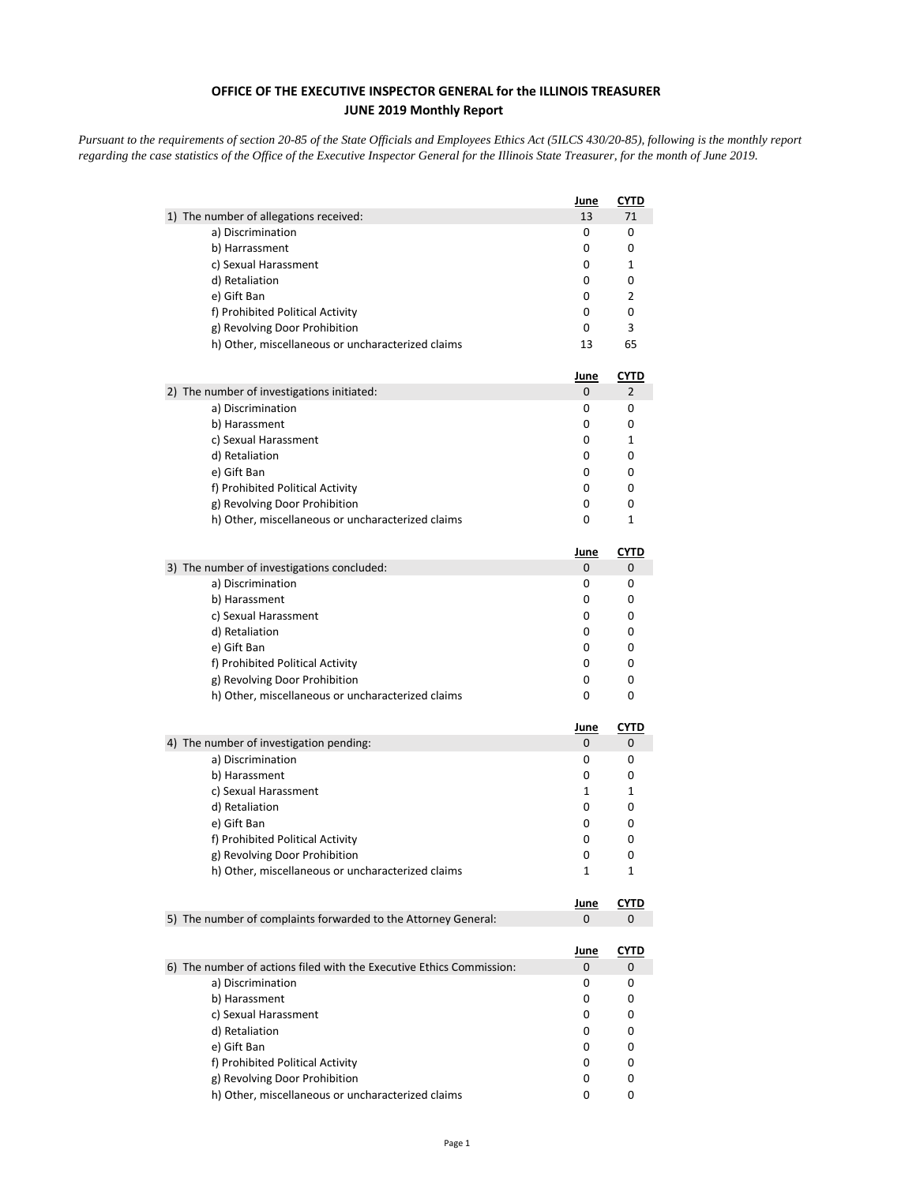**OFFICE OF THE EXECUTIVE INSPECTOR GENERAL for the ILLINOIS TREASURER**
**JUNE 2019 Monthly Report**

*Pursuant to the requirements of section 20-85 of the State Officials and Employees Ethics Act (5ILCS 430/20-85), following is the monthly report regarding the case statistics of the Office of the Executive Inspector General for the Illinois State Treasurer, for the month of June 2019.*

| | June | CYTD |
|---|---|---|
| 1) The number of allegations received: | 13 | 71 |
| a) Discrimination | 0 | 0 |
| b) Harrassment | 0 | 0 |
| c) Sexual Harassment | 0 | 1 |
| d) Retaliation | 0 | 0 |
| e) Gift Ban | 0 | 2 |
| f) Prohibited Political Activity | 0 | 0 |
| g) Revolving Door Prohibition | 0 | 3 |
| h) Other, miscellaneous or uncharacterized claims | 13 | 65 |

| | June | CYTD |
|---|---|---|
| 2) The number of investigations initiated: | 0 | 2 |
| a) Discrimination | 0 | 0 |
| b) Harassment | 0 | 0 |
| c) Sexual Harassment | 0 | 1 |
| d) Retaliation | 0 | 0 |
| e) Gift Ban | 0 | 0 |
| f) Prohibited Political Activity | 0 | 0 |
| g) Revolving Door Prohibition | 0 | 0 |
| h) Other, miscellaneous or uncharacterized claims | 0 | 1 |

| | June | CYTD |
|---|---|---|
| 3) The number of investigations concluded: | 0 | 0 |
| a) Discrimination | 0 | 0 |
| b) Harassment | 0 | 0 |
| c) Sexual Harassment | 0 | 0 |
| d) Retaliation | 0 | 0 |
| e) Gift Ban | 0 | 0 |
| f) Prohibited Political Activity | 0 | 0 |
| g) Revolving Door Prohibition | 0 | 0 |
| h) Other, miscellaneous or uncharacterized claims | 0 | 0 |

| | June | CYTD |
|---|---|---|
| 4) The number of investigation pending: | 0 | 0 |
| a) Discrimination | 0 | 0 |
| b) Harassment | 0 | 0 |
| c) Sexual Harassment | 1 | 1 |
| d) Retaliation | 0 | 0 |
| e) Gift Ban | 0 | 0 |
| f) Prohibited Political Activity | 0 | 0 |
| g) Revolving Door Prohibition | 0 | 0 |
| h) Other, miscellaneous or uncharacterized claims | 1 | 1 |

| | June | CYTD |
|---|---|---|
| 5) The number of complaints forwarded to the Attorney General: | 0 | 0 |

| | June | CYTD |
|---|---|---|
| 6) The number of actions filed with the Executive Ethics Commission: | 0 | 0 |
| a) Discrimination | 0 | 0 |
| b) Harassment | 0 | 0 |
| c) Sexual Harassment | 0 | 0 |
| d) Retaliation | 0 | 0 |
| e) Gift Ban | 0 | 0 |
| f) Prohibited Political Activity | 0 | 0 |
| g) Revolving Door Prohibition | 0 | 0 |
| h) Other, miscellaneous or uncharacterized claims | 0 | 0 |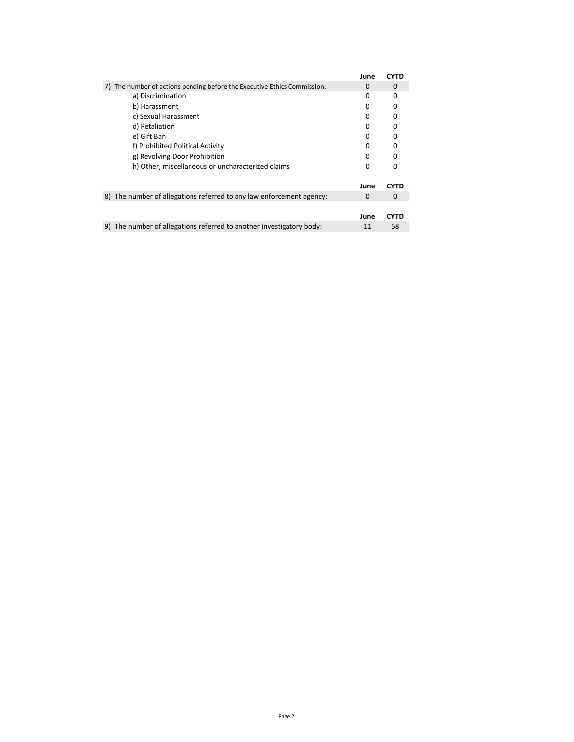| | June | CYTD |
|---|---|---|
| 7) The number of actions pending before the Executive Ethics Commission: | 0 | 0 |
| a) Discrimination | 0 | 0 |
| b) Harassment | 0 | 0 |
| c) Sexual Harassment | 0 | 0 |
| d) Retaliation | 0 | 0 |
| e) Gift Ban | 0 | 0 |
| f) Prohibited Political Activity | 0 | 0 |
| g) Revolving Door Prohibition | 0 | 0 |
| h) Other, miscellaneous or uncharacterized claims | 0 | 0 |

| | June | CYTD |
|---|---|---|
| 8) The number of allegations referred to any law enforcement agency: | 0 | 0 |

| | June | CYTD |
|---|---|---|
| 9) The number of allegations referred to another investigatory body: | 11 | 58 |